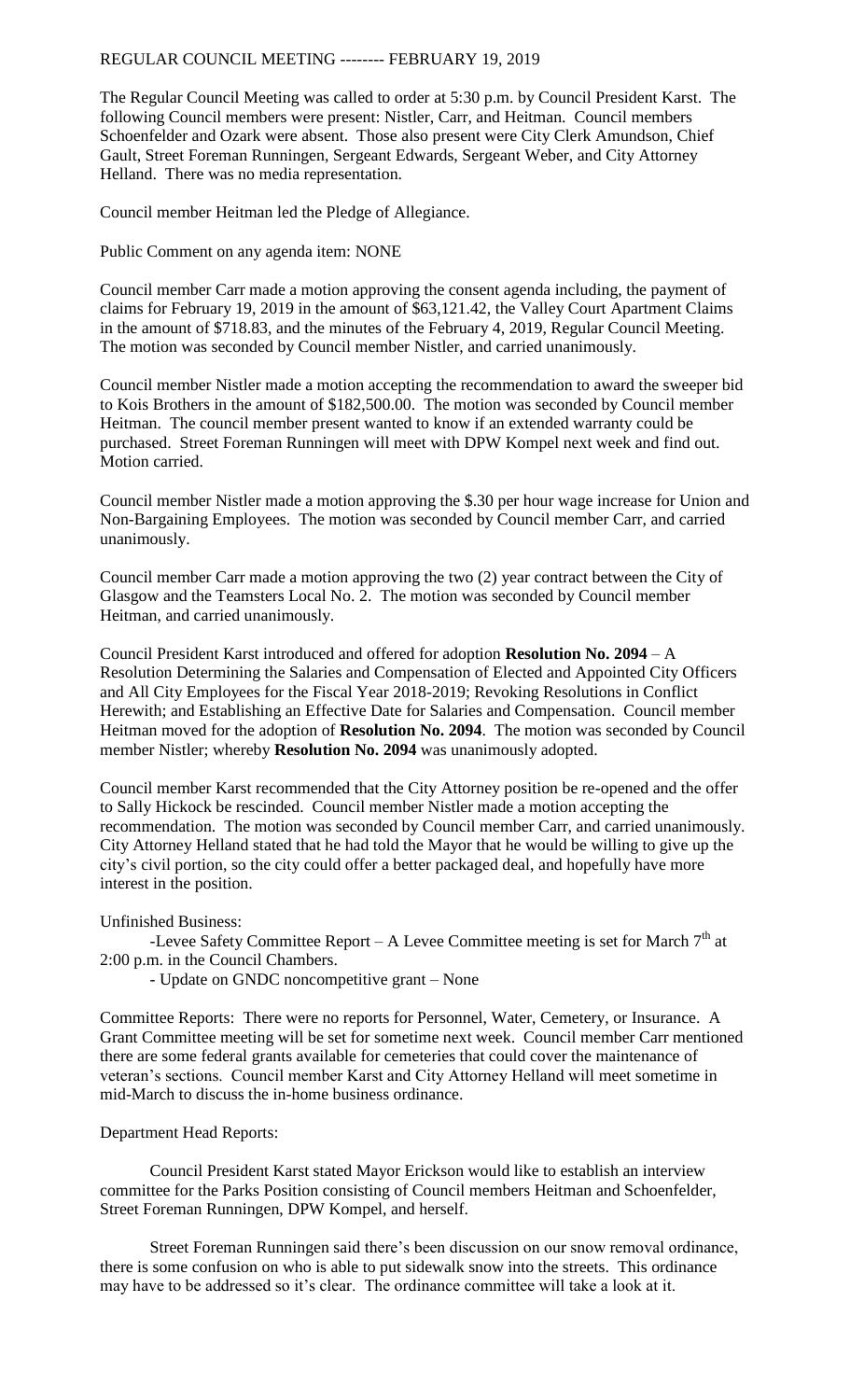REGULAR COUNCIL MEETING -------- FEBRUARY 19, 2019

The Regular Council Meeting was called to order at 5:30 p.m. by Council President Karst. The following Council members were present: Nistler, Carr, and Heitman. Council members Schoenfelder and Ozark were absent. Those also present were City Clerk Amundson, Chief Gault, Street Foreman Runningen, Sergeant Edwards, Sergeant Weber, and City Attorney Helland. There was no media representation.

Council member Heitman led the Pledge of Allegiance.

Public Comment on any agenda item: NONE

Council member Carr made a motion approving the consent agenda including, the payment of claims for February 19, 2019 in the amount of $63,121.42, the Valley Court Apartment Claims in the amount of $718.83, and the minutes of the February 4, 2019, Regular Council Meeting. The motion was seconded by Council member Nistler, and carried unanimously.

Council member Nistler made a motion accepting the recommendation to award the sweeper bid to Kois Brothers in the amount of $182,500.00. The motion was seconded by Council member Heitman. The council member present wanted to know if an extended warranty could be purchased. Street Foreman Runningen will meet with DPW Kompel next week and find out. Motion carried.

Council member Nistler made a motion approving the $.30 per hour wage increase for Union and Non-Bargaining Employees. The motion was seconded by Council member Carr, and carried unanimously.

Council member Carr made a motion approving the two (2) year contract between the City of Glasgow and the Teamsters Local No. 2. The motion was seconded by Council member Heitman, and carried unanimously.

Council President Karst introduced and offered for adoption **Resolution No. 2094** – A Resolution Determining the Salaries and Compensation of Elected and Appointed City Officers and All City Employees for the Fiscal Year 2018-2019; Revoking Resolutions in Conflict Herewith; and Establishing an Effective Date for Salaries and Compensation. Council member Heitman moved for the adoption of **Resolution No. 2094**. The motion was seconded by Council member Nistler; whereby **Resolution No. 2094** was unanimously adopted.

Council member Karst recommended that the City Attorney position be re-opened and the offer to Sally Hickock be rescinded. Council member Nistler made a motion accepting the recommendation. The motion was seconded by Council member Carr, and carried unanimously. City Attorney Helland stated that he had told the Mayor that he would be willing to give up the city's civil portion, so the city could offer a better packaged deal, and hopefully have more interest in the position.

Unfinished Business:

-Levee Safety Committee Report – A Levee Committee meeting is set for March 7th at 2:00 p.m. in the Council Chambers.

- Update on GNDC noncompetitive grant – None

Committee Reports: There were no reports for Personnel, Water, Cemetery, or Insurance. A Grant Committee meeting will be set for sometime next week. Council member Carr mentioned there are some federal grants available for cemeteries that could cover the maintenance of veteran's sections. Council member Karst and City Attorney Helland will meet sometime in mid-March to discuss the in-home business ordinance.

Department Head Reports:

Council President Karst stated Mayor Erickson would like to establish an interview committee for the Parks Position consisting of Council members Heitman and Schoenfelder, Street Foreman Runningen, DPW Kompel, and herself.

Street Foreman Runningen said there's been discussion on our snow removal ordinance, there is some confusion on who is able to put sidewalk snow into the streets. This ordinance may have to be addressed so it's clear. The ordinance committee will take a look at it.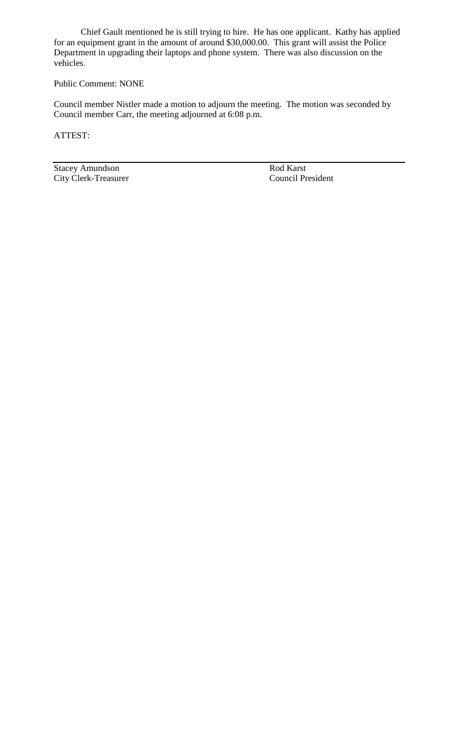Chief Gault mentioned he is still trying to hire. He has one applicant. Kathy has applied for an equipment grant in the amount of around $30,000.00. This grant will assist the Police Department in upgrading their laptops and phone system. There was also discussion on the vehicles.

Public Comment: NONE

Council member Nistler made a motion to adjourn the meeting. The motion was seconded by Council member Carr, the meeting adjourned at 6:08 p.m.

ATTEST:

| | |
|---|---|
| Stacey Amundson | Rod Karst |
| City Clerk-Treasurer | Council President |